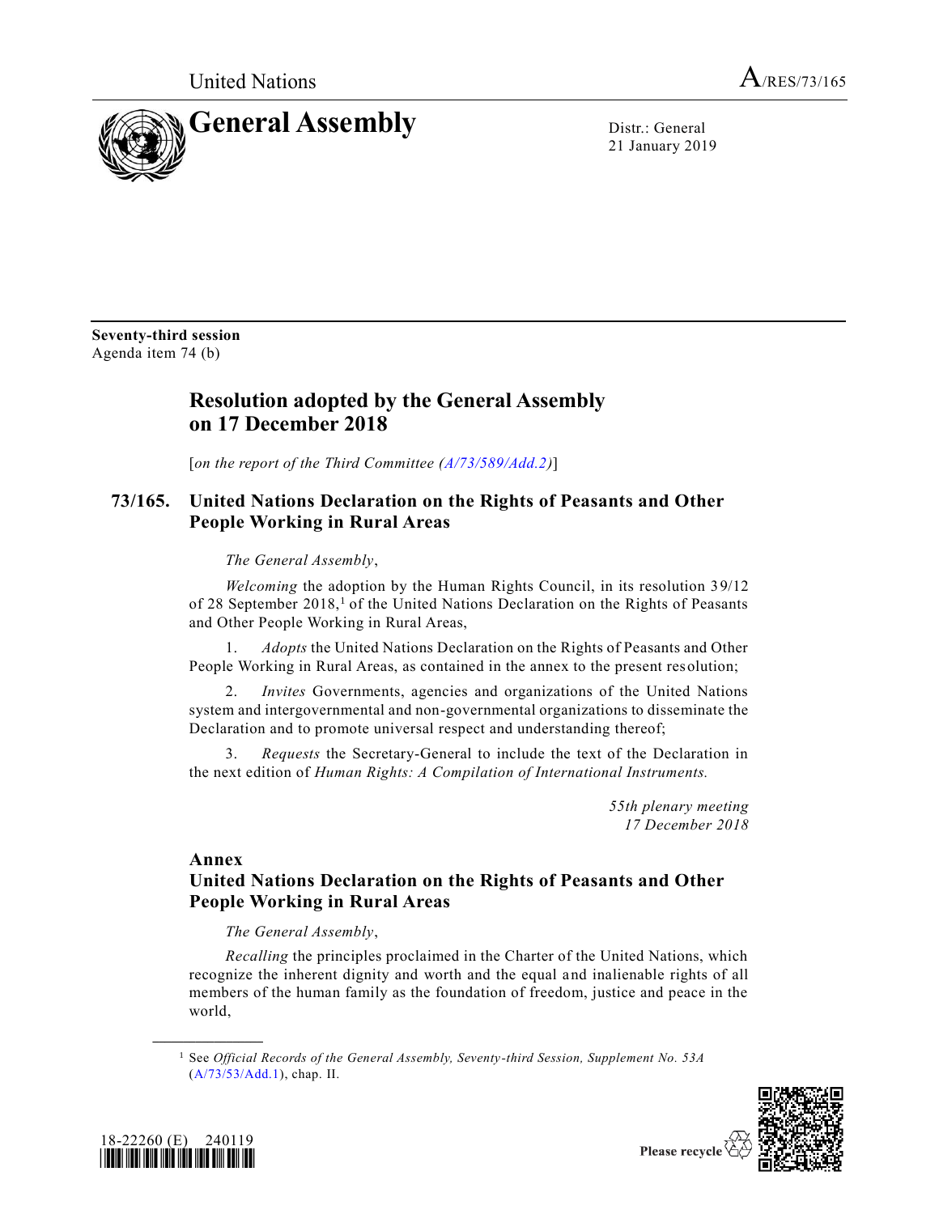United Nations A/RES/73/165

# General Assembly

Distr.: General
21 January 2019

**Seventy-third session**
Agenda item 74 (b)

## Resolution adopted by the General Assembly on 17 December 2018

[*on the report of the Third Committee (A/73/589/Add.2)*]

## 73/165. United Nations Declaration on the Rights of Peasants and Other People Working in Rural Areas

*The General Assembly*,

*Welcoming* the adoption by the Human Rights Council, in its resolution 39/12 of 28 September 2018,[1] of the United Nations Declaration on the Rights of Peasants and Other People Working in Rural Areas,

1. *Adopts* the United Nations Declaration on the Rights of Peasants and Other People Working in Rural Areas, as contained in the annex to the present resolution;

2. *Invites* Governments, agencies and organizations of the United Nations system and intergovernmental and non-governmental organizations to disseminate the Declaration and to promote universal respect and understanding thereof;

3. *Requests* the Secretary-General to include the text of the Declaration in the next edition of *Human Rights: A Compilation of International Instruments.*

*55th plenary meeting*
*17 December 2018*

## Annex
## United Nations Declaration on the Rights of Peasants and Other People Working in Rural Areas

*The General Assembly*,

*Recalling* the principles proclaimed in the Charter of the United Nations, which recognize the inherent dignity and worth and the equal and inalienable rights of all members of the human family as the foundation of freedom, justice and peace in the world,

---

[1] See *Official Records of the General Assembly, Seventy-third Session, Supplement No. 53A* (A/73/53/Add.1), chap. II.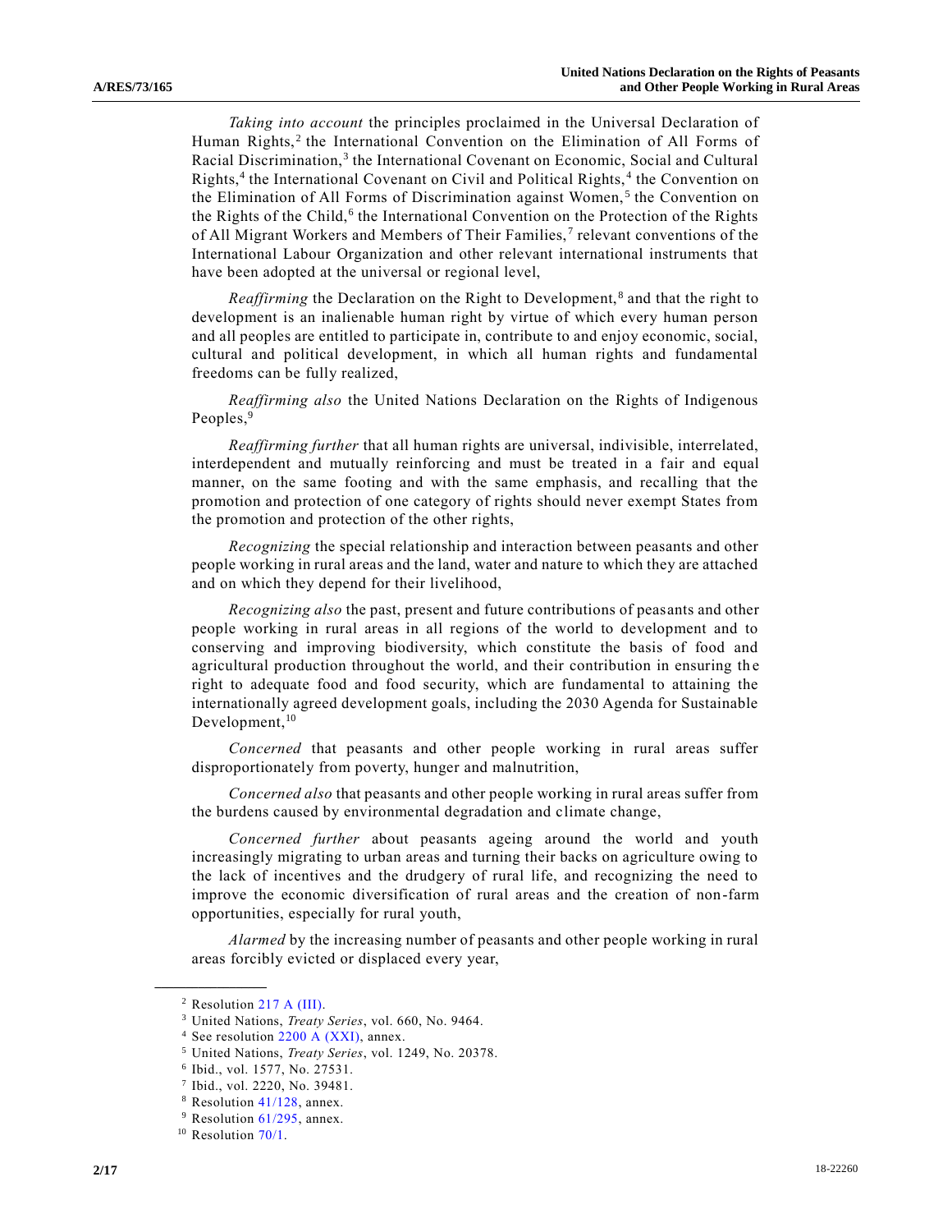*Taking into account* the principles proclaimed in the Universal Declaration of Human Rights,[2] the International Convention on the Elimination of All Forms of Racial Discrimination,[3] the International Covenant on Economic, Social and Cultural Rights,[4] the International Covenant on Civil and Political Rights,[4] the Convention on the Elimination of All Forms of Discrimination against Women,[5] the Convention on the Rights of the Child,[6] the International Convention on the Protection of the Rights of All Migrant Workers and Members of Their Families,[7] relevant conventions of the International Labour Organization and other relevant international instruments that have been adopted at the universal or regional level,

*Reaffirming* the Declaration on the Right to Development,[8] and that the right to development is an inalienable human right by virtue of which every human person and all peoples are entitled to participate in, contribute to and enjoy economic, social, cultural and political development, in which all human rights and fundamental freedoms can be fully realized,

*Reaffirming also* the United Nations Declaration on the Rights of Indigenous Peoples,[9]

*Reaffirming further* that all human rights are universal, indivisible, interrelated, interdependent and mutually reinforcing and must be treated in a fair and equal manner, on the same footing and with the same emphasis, and recalling that the promotion and protection of one category of rights should never exempt States from the promotion and protection of the other rights,

*Recognizing* the special relationship and interaction between peasants and other people working in rural areas and the land, water and nature to which they are attached and on which they depend for their livelihood,

*Recognizing also* the past, present and future contributions of peasants and other people working in rural areas in all regions of the world to development and to conserving and improving biodiversity, which constitute the basis of food and agricultural production throughout the world, and their contribution in ensuring the right to adequate food and food security, which are fundamental to attaining the internationally agreed development goals, including the 2030 Agenda for Sustainable Development,[10]

*Concerned* that peasants and other people working in rural areas suffer disproportionately from poverty, hunger and malnutrition,

*Concerned also* that peasants and other people working in rural areas suffer from the burdens caused by environmental degradation and climate change,

*Concerned further* about peasants ageing around the world and youth increasingly migrating to urban areas and turning their backs on agriculture owing to the lack of incentives and the drudgery of rural life, and recognizing the need to improve the economic diversification of rural areas and the creation of non-farm opportunities, especially for rural youth,

*Alarmed* by the increasing number of peasants and other people working in rural areas forcibly evicted or displaced every year,

---

[2] Resolution 217 A (III).

[3] United Nations, *Treaty Series*, vol. 660, No. 9464.

[4] See resolution 2200 A (XXI), annex.

[5] United Nations, *Treaty Series*, vol. 1249, No. 20378.

[6] Ibid., vol. 1577, No. 27531.

[7] Ibid., vol. 2220, No. 39481.

[8] Resolution 41/128, annex.

[9] Resolution 61/295, annex.

[10] Resolution 70/1.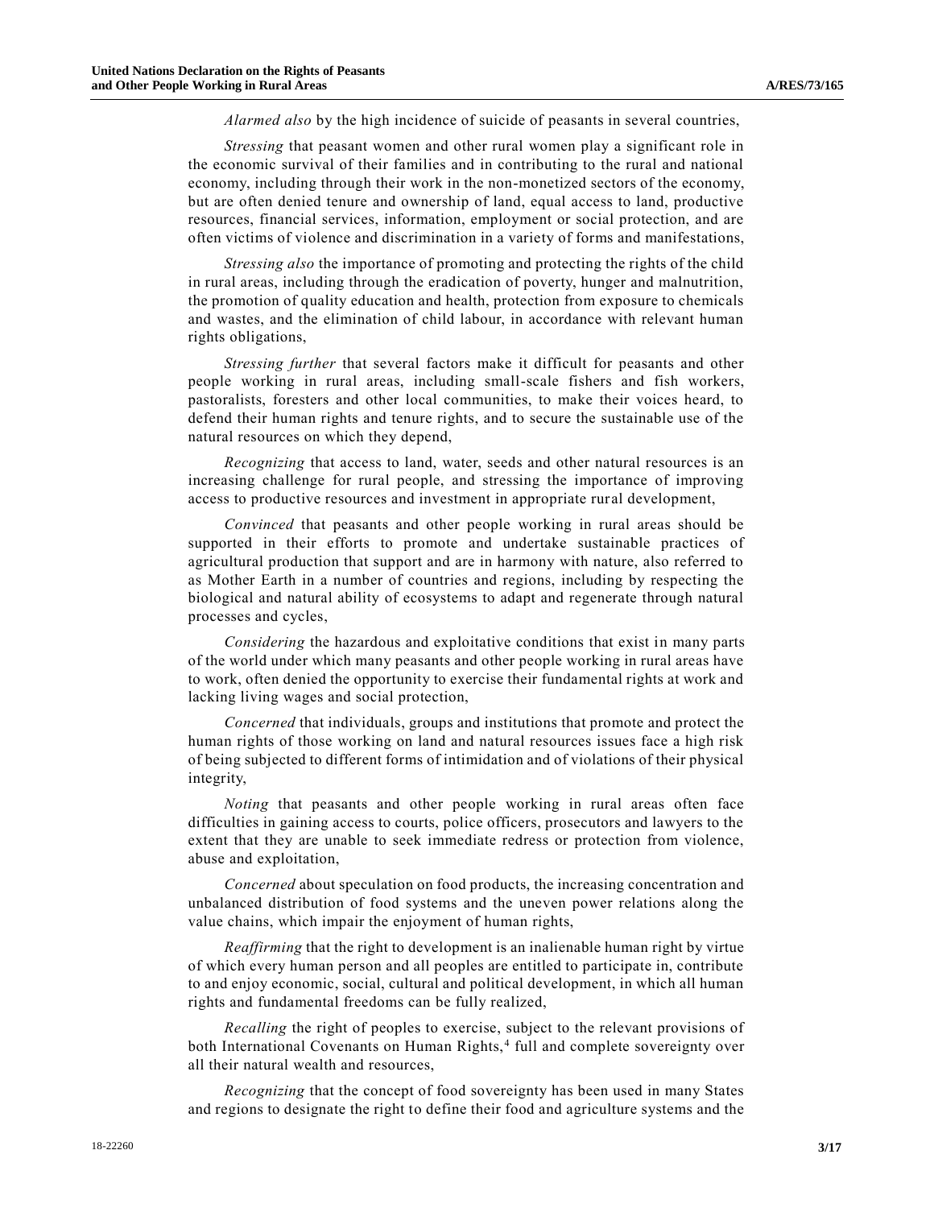*Alarmed also* by the high incidence of suicide of peasants in several countries,

*Stressing* that peasant women and other rural women play a significant role in the economic survival of their families and in contributing to the rural and national economy, including through their work in the non-monetized sectors of the economy, but are often denied tenure and ownership of land, equal access to land, productive resources, financial services, information, employment or social protection, and are often victims of violence and discrimination in a variety of forms and manifestations,

*Stressing also* the importance of promoting and protecting the rights of the child in rural areas, including through the eradication of poverty, hunger and malnutrition, the promotion of quality education and health, protection from exposure to chemicals and wastes, and the elimination of child labour, in accordance with relevant human rights obligations,

*Stressing further* that several factors make it difficult for peasants and other people working in rural areas, including small-scale fishers and fish workers, pastoralists, foresters and other local communities, to make their voices heard, to defend their human rights and tenure rights, and to secure the sustainable use of the natural resources on which they depend,

*Recognizing* that access to land, water, seeds and other natural resources is an increasing challenge for rural people, and stressing the importance of improving access to productive resources and investment in appropriate rural development,

*Convinced* that peasants and other people working in rural areas should be supported in their efforts to promote and undertake sustainable practices of agricultural production that support and are in harmony with nature, also referred to as Mother Earth in a number of countries and regions, including by respecting the biological and natural ability of ecosystems to adapt and regenerate through natural processes and cycles,

*Considering* the hazardous and exploitative conditions that exist in many parts of the world under which many peasants and other people working in rural areas have to work, often denied the opportunity to exercise their fundamental rights at work and lacking living wages and social protection,

*Concerned* that individuals, groups and institutions that promote and protect the human rights of those working on land and natural resources issues face a high risk of being subjected to different forms of intimidation and of violations of their physical integrity,

*Noting* that peasants and other people working in rural areas often face difficulties in gaining access to courts, police officers, prosecutors and lawyers to the extent that they are unable to seek immediate redress or protection from violence, abuse and exploitation,

*Concerned* about speculation on food products, the increasing concentration and unbalanced distribution of food systems and the uneven power relations along the value chains, which impair the enjoyment of human rights,

*Reaffirming* that the right to development is an inalienable human right by virtue of which every human person and all peoples are entitled to participate in, contribute to and enjoy economic, social, cultural and political development, in which all human rights and fundamental freedoms can be fully realized,

*Recalling* the right of peoples to exercise, subject to the relevant provisions of both International Covenants on Human Rights,[4] full and complete sovereignty over all their natural wealth and resources,

*Recognizing* that the concept of food sovereignty has been used in many States and regions to designate the right to define their food and agriculture systems and the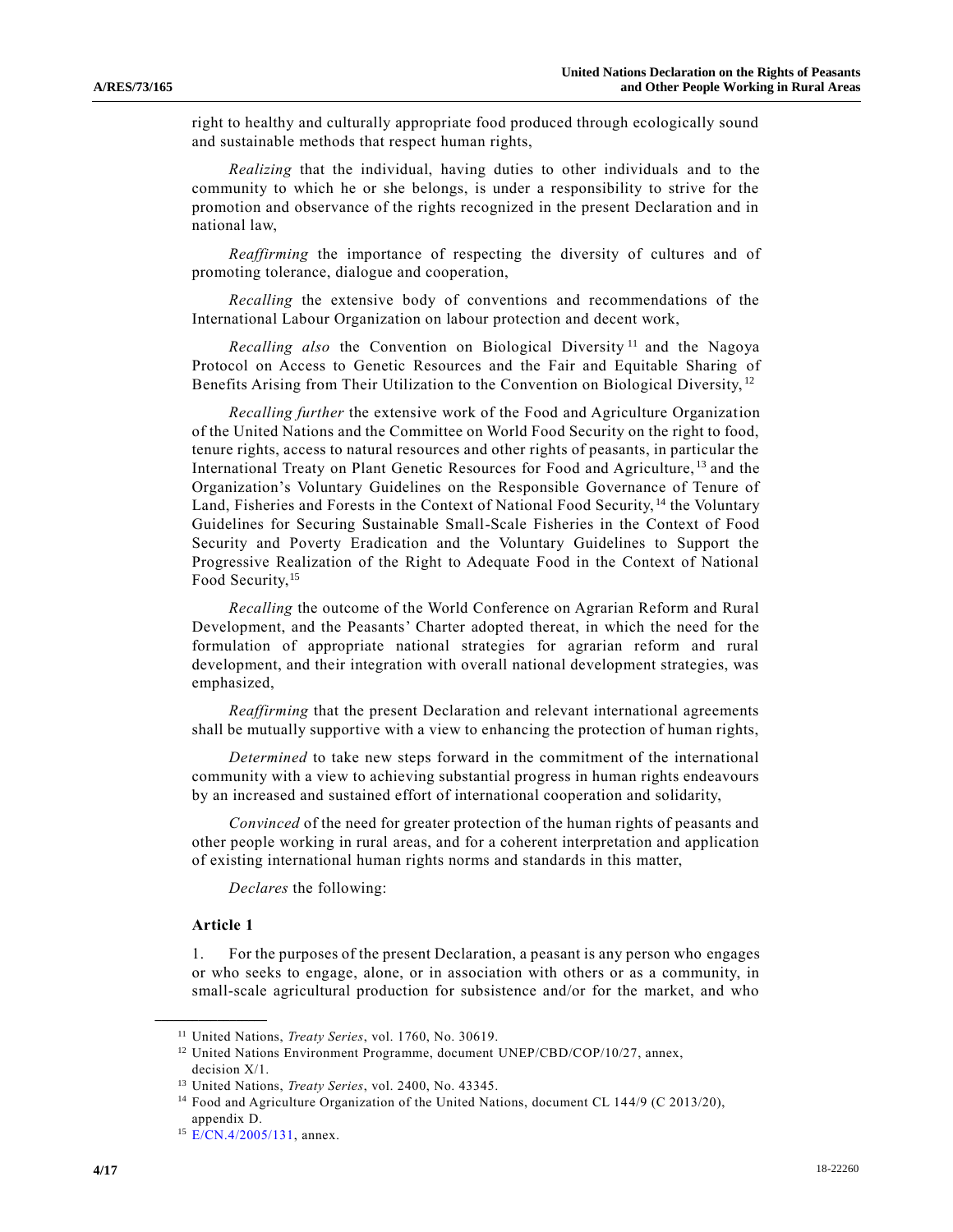right to healthy and culturally appropriate food produced through ecologically sound and sustainable methods that respect human rights,

*Realizing* that the individual, having duties to other individuals and to the community to which he or she belongs, is under a responsibility to strive for the promotion and observance of the rights recognized in the present Declaration and in national law,

*Reaffirming* the importance of respecting the diversity of cultures and of promoting tolerance, dialogue and cooperation,

*Recalling* the extensive body of conventions and recommendations of the International Labour Organization on labour protection and decent work,

*Recalling also* the Convention on Biological Diversity[11] and the Nagoya Protocol on Access to Genetic Resources and the Fair and Equitable Sharing of Benefits Arising from Their Utilization to the Convention on Biological Diversity,[12]

*Recalling further* the extensive work of the Food and Agriculture Organization of the United Nations and the Committee on World Food Security on the right to food, tenure rights, access to natural resources and other rights of peasants, in particular the International Treaty on Plant Genetic Resources for Food and Agriculture,[13] and the Organization's Voluntary Guidelines on the Responsible Governance of Tenure of Land, Fisheries and Forests in the Context of National Food Security,[14] the Voluntary Guidelines for Securing Sustainable Small-Scale Fisheries in the Context of Food Security and Poverty Eradication and the Voluntary Guidelines to Support the Progressive Realization of the Right to Adequate Food in the Context of National Food Security,[15]

*Recalling* the outcome of the World Conference on Agrarian Reform and Rural Development, and the Peasants' Charter adopted thereat, in which the need for the formulation of appropriate national strategies for agrarian reform and rural development, and their integration with overall national development strategies, was emphasized,

*Reaffirming* that the present Declaration and relevant international agreements shall be mutually supportive with a view to enhancing the protection of human rights,

*Determined* to take new steps forward in the commitment of the international community with a view to achieving substantial progress in human rights endeavours by an increased and sustained effort of international cooperation and solidarity,

*Convinced* of the need for greater protection of the human rights of peasants and other people working in rural areas, and for a coherent interpretation and application of existing international human rights norms and standards in this matter,

*Declares* the following:

### Article 1

1. For the purposes of the present Declaration, a peasant is any person who engages or who seeks to engage, alone, or in association with others or as a community, in small-scale agricultural production for subsistence and/or for the market, and who

---

[11] United Nations, *Treaty Series*, vol. 1760, No. 30619.

[12] United Nations Environment Programme, document UNEP/CBD/COP/10/27, annex, decision X/1.

[13] United Nations, *Treaty Series*, vol. 2400, No. 43345.

[14] Food and Agriculture Organization of the United Nations, document CL 144/9 (C 2013/20), appendix D.

[15] E/CN.4/2005/131, annex.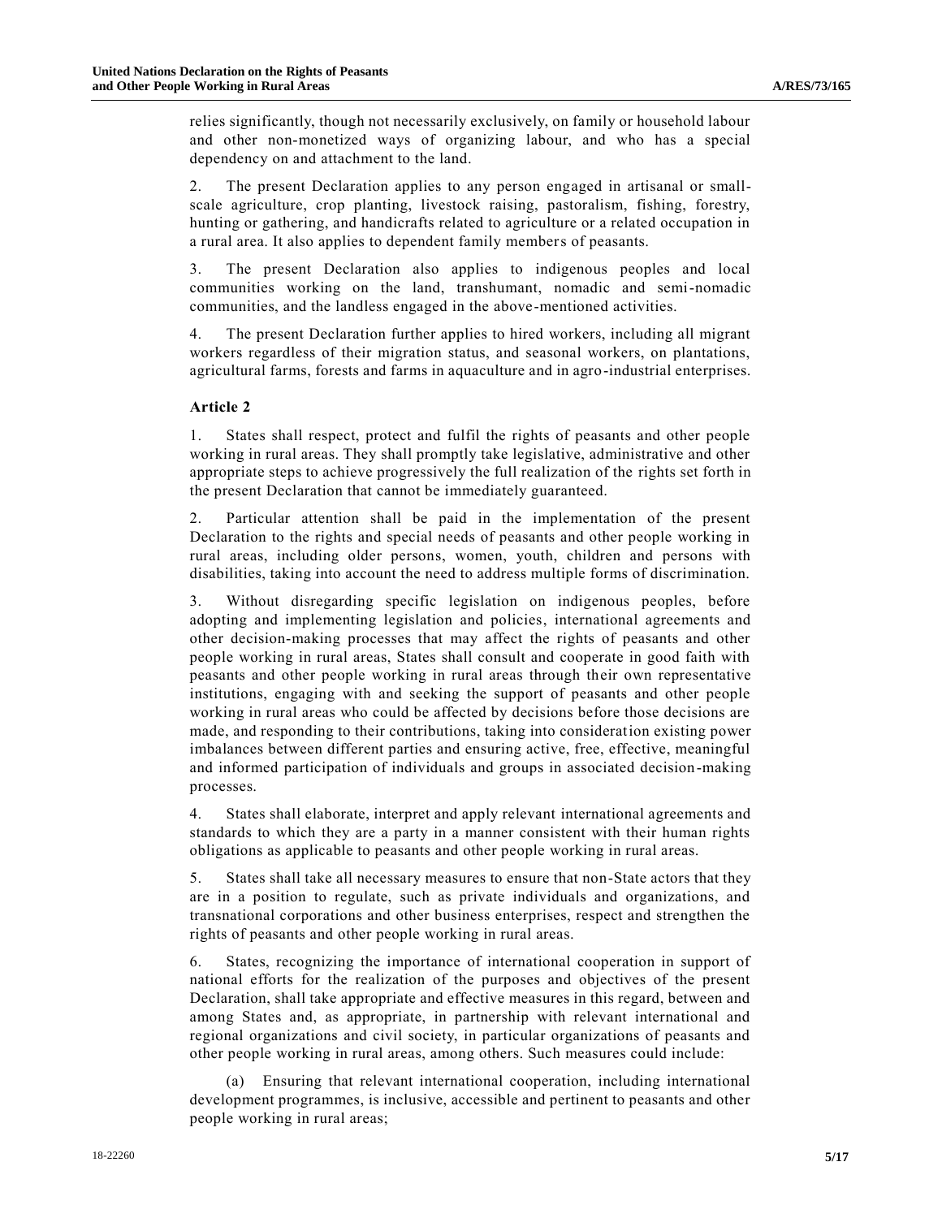relies significantly, though not necessarily exclusively, on family or household labour and other non-monetized ways of organizing labour, and who has a special dependency on and attachment to the land.

2. The present Declaration applies to any person engaged in artisanal or small-scale agriculture, crop planting, livestock raising, pastoralism, fishing, forestry, hunting or gathering, and handicrafts related to agriculture or a related occupation in a rural area. It also applies to dependent family members of peasants.

3. The present Declaration also applies to indigenous peoples and local communities working on the land, transhumant, nomadic and semi-nomadic communities, and the landless engaged in the above-mentioned activities.

4. The present Declaration further applies to hired workers, including all migrant workers regardless of their migration status, and seasonal workers, on plantations, agricultural farms, forests and farms in aquaculture and in agro-industrial enterprises.

### Article 2

1. States shall respect, protect and fulfil the rights of peasants and other people working in rural areas. They shall promptly take legislative, administrative and other appropriate steps to achieve progressively the full realization of the rights set forth in the present Declaration that cannot be immediately guaranteed.

2. Particular attention shall be paid in the implementation of the present Declaration to the rights and special needs of peasants and other people working in rural areas, including older persons, women, youth, children and persons with disabilities, taking into account the need to address multiple forms of discrimination.

3. Without disregarding specific legislation on indigenous peoples, before adopting and implementing legislation and policies, international agreements and other decision-making processes that may affect the rights of peasants and other people working in rural areas, States shall consult and cooperate in good faith with peasants and other people working in rural areas through their own representative institutions, engaging with and seeking the support of peasants and other people working in rural areas who could be affected by decisions before those decisions are made, and responding to their contributions, taking into consideration existing power imbalances between different parties and ensuring active, free, effective, meaningful and informed participation of individuals and groups in associated decision-making processes.

4. States shall elaborate, interpret and apply relevant international agreements and standards to which they are a party in a manner consistent with their human rights obligations as applicable to peasants and other people working in rural areas.

5. States shall take all necessary measures to ensure that non-State actors that they are in a position to regulate, such as private individuals and organizations, and transnational corporations and other business enterprises, respect and strengthen the rights of peasants and other people working in rural areas.

6. States, recognizing the importance of international cooperation in support of national efforts for the realization of the purposes and objectives of the present Declaration, shall take appropriate and effective measures in this regard, between and among States and, as appropriate, in partnership with relevant international and regional organizations and civil society, in particular organizations of peasants and other people working in rural areas, among others. Such measures could include:

(a) Ensuring that relevant international cooperation, including international development programmes, is inclusive, accessible and pertinent to peasants and other people working in rural areas;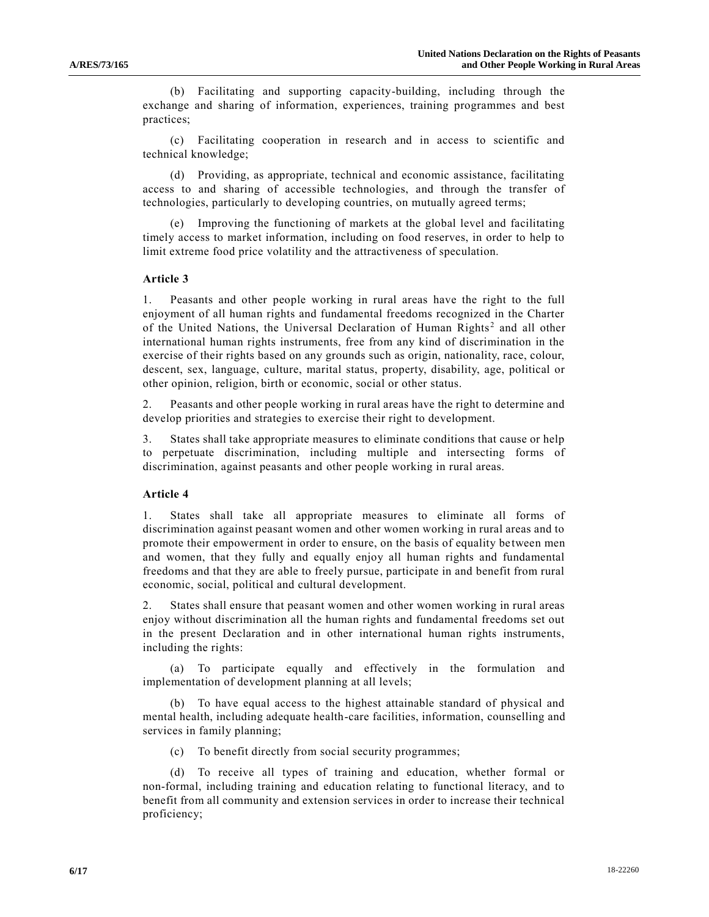(b) Facilitating and supporting capacity-building, including through the exchange and sharing of information, experiences, training programmes and best practices;

(c) Facilitating cooperation in research and in access to scientific and technical knowledge;

(d) Providing, as appropriate, technical and economic assistance, facilitating access to and sharing of accessible technologies, and through the transfer of technologies, particularly to developing countries, on mutually agreed terms;

(e) Improving the functioning of markets at the global level and facilitating timely access to market information, including on food reserves, in order to help to limit extreme food price volatility and the attractiveness of speculation.

**Article 3**

1. Peasants and other people working in rural areas have the right to the full enjoyment of all human rights and fundamental freedoms recognized in the Charter of the United Nations, the Universal Declaration of Human Rights[2] and all other international human rights instruments, free from any kind of discrimination in the exercise of their rights based on any grounds such as origin, nationality, race, colour, descent, sex, language, culture, marital status, property, disability, age, political or other opinion, religion, birth or economic, social or other status.

2. Peasants and other people working in rural areas have the right to determine and develop priorities and strategies to exercise their right to development.

3. States shall take appropriate measures to eliminate conditions that cause or help to perpetuate discrimination, including multiple and intersecting forms of discrimination, against peasants and other people working in rural areas.

**Article 4**

1. States shall take all appropriate measures to eliminate all forms of discrimination against peasant women and other women working in rural areas and to promote their empowerment in order to ensure, on the basis of equality between men and women, that they fully and equally enjoy all human rights and fundamental freedoms and that they are able to freely pursue, participate in and benefit from rural economic, social, political and cultural development.

2. States shall ensure that peasant women and other women working in rural areas enjoy without discrimination all the human rights and fundamental freedoms set out in the present Declaration and in other international human rights instruments, including the rights:

(a) To participate equally and effectively in the formulation and implementation of development planning at all levels;

(b) To have equal access to the highest attainable standard of physical and mental health, including adequate health-care facilities, information, counselling and services in family planning;

(c) To benefit directly from social security programmes;

(d) To receive all types of training and education, whether formal or non-formal, including training and education relating to functional literacy, and to benefit from all community and extension services in order to increase their technical proficiency;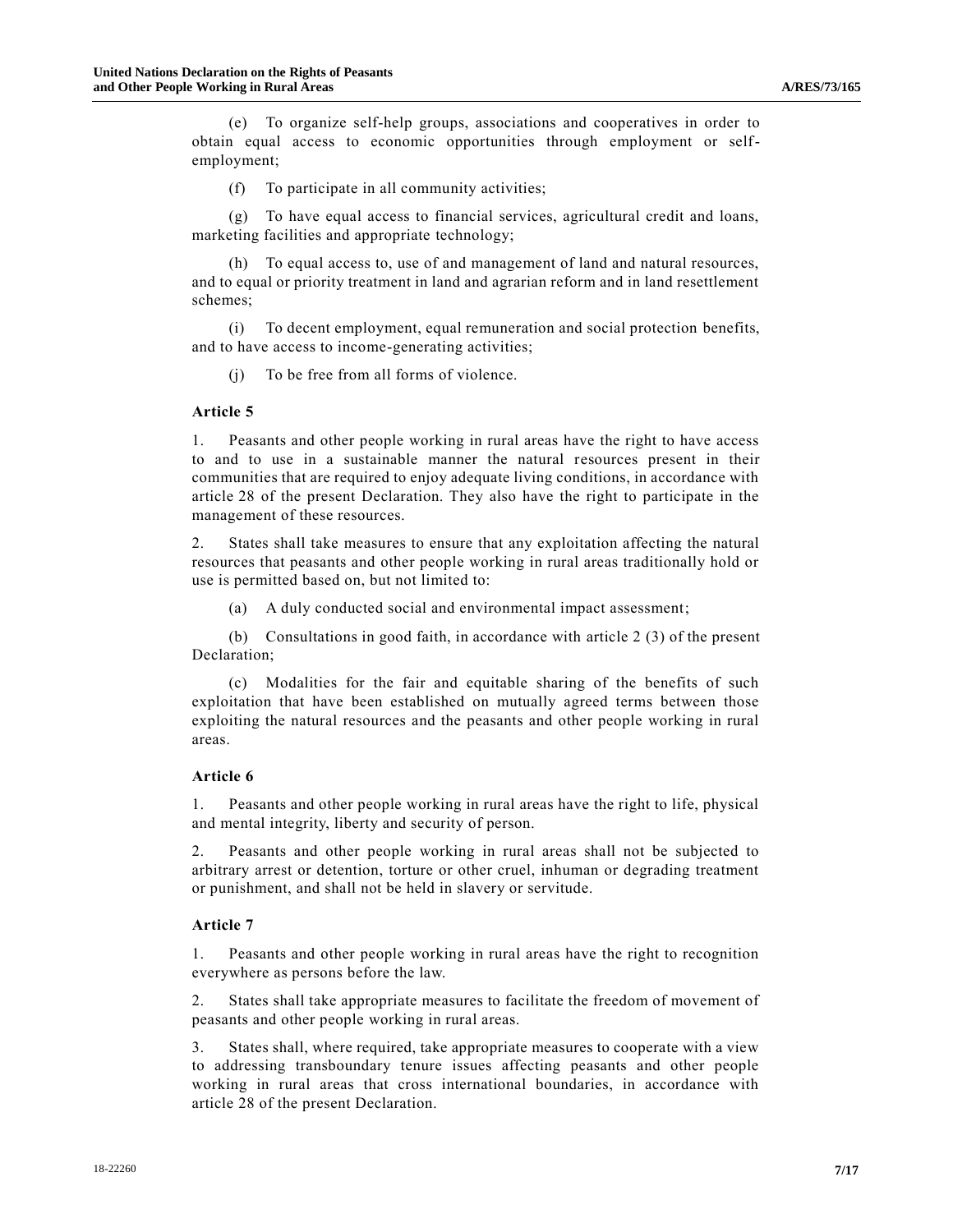(e) To organize self-help groups, associations and cooperatives in order to obtain equal access to economic opportunities through employment or self-employment;

(f) To participate in all community activities;

(g) To have equal access to financial services, agricultural credit and loans, marketing facilities and appropriate technology;

(h) To equal access to, use of and management of land and natural resources, and to equal or priority treatment in land and agrarian reform and in land resettlement schemes;

(i) To decent employment, equal remuneration and social protection benefits, and to have access to income-generating activities;

(j) To be free from all forms of violence.

### Article 5

1. Peasants and other people working in rural areas have the right to have access to and to use in a sustainable manner the natural resources present in their communities that are required to enjoy adequate living conditions, in accordance with article 28 of the present Declaration. They also have the right to participate in the management of these resources.

2. States shall take measures to ensure that any exploitation affecting the natural resources that peasants and other people working in rural areas traditionally hold or use is permitted based on, but not limited to:

(a) A duly conducted social and environmental impact assessment;

(b) Consultations in good faith, in accordance with article 2 (3) of the present Declaration;

(c) Modalities for the fair and equitable sharing of the benefits of such exploitation that have been established on mutually agreed terms between those exploiting the natural resources and the peasants and other people working in rural areas.

### Article 6

1. Peasants and other people working in rural areas have the right to life, physical and mental integrity, liberty and security of person.

2. Peasants and other people working in rural areas shall not be subjected to arbitrary arrest or detention, torture or other cruel, inhuman or degrading treatment or punishment, and shall not be held in slavery or servitude.

### Article 7

1. Peasants and other people working in rural areas have the right to recognition everywhere as persons before the law.

2. States shall take appropriate measures to facilitate the freedom of movement of peasants and other people working in rural areas.

3. States shall, where required, take appropriate measures to cooperate with a view to addressing transboundary tenure issues affecting peasants and other people working in rural areas that cross international boundaries, in accordance with article 28 of the present Declaration.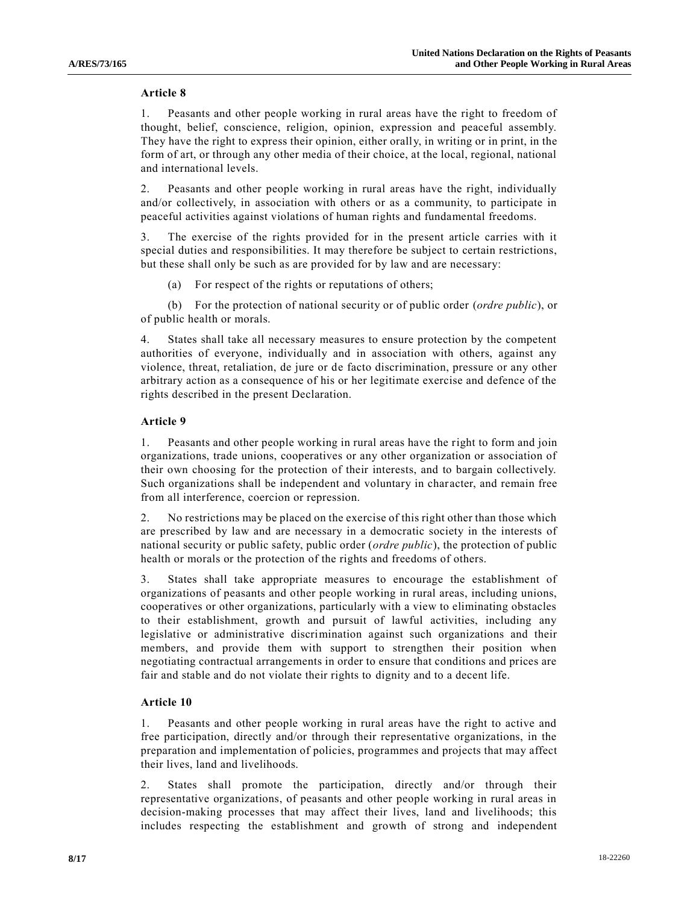### Article 8

1. Peasants and other people working in rural areas have the right to freedom of thought, belief, conscience, religion, opinion, expression and peaceful assembly. They have the right to express their opinion, either orally, in writing or in print, in the form of art, or through any other media of their choice, at the local, regional, national and international levels.

2. Peasants and other people working in rural areas have the right, individually and/or collectively, in association with others or as a community, to participate in peaceful activities against violations of human rights and fundamental freedoms.

3. The exercise of the rights provided for in the present article carries with it special duties and responsibilities. It may therefore be subject to certain restrictions, but these shall only be such as are provided for by law and are necessary:

(a) For respect of the rights or reputations of others;

(b) For the protection of national security or of public order (*ordre public*), or of public health or morals.

4. States shall take all necessary measures to ensure protection by the competent authorities of everyone, individually and in association with others, against any violence, threat, retaliation, de jure or de facto discrimination, pressure or any other arbitrary action as a consequence of his or her legitimate exercise and defence of the rights described in the present Declaration.

### Article 9

1. Peasants and other people working in rural areas have the right to form and join organizations, trade unions, cooperatives or any other organization or association of their own choosing for the protection of their interests, and to bargain collectively. Such organizations shall be independent and voluntary in character, and remain free from all interference, coercion or repression.

2. No restrictions may be placed on the exercise of this right other than those which are prescribed by law and are necessary in a democratic society in the interests of national security or public safety, public order (*ordre public*), the protection of public health or morals or the protection of the rights and freedoms of others.

3. States shall take appropriate measures to encourage the establishment of organizations of peasants and other people working in rural areas, including unions, cooperatives or other organizations, particularly with a view to eliminating obstacles to their establishment, growth and pursuit of lawful activities, including any legislative or administrative discrimination against such organizations and their members, and provide them with support to strengthen their position when negotiating contractual arrangements in order to ensure that conditions and prices are fair and stable and do not violate their rights to dignity and to a decent life.

### Article 10

1. Peasants and other people working in rural areas have the right to active and free participation, directly and/or through their representative organizations, in the preparation and implementation of policies, programmes and projects that may affect their lives, land and livelihoods.

2. States shall promote the participation, directly and/or through their representative organizations, of peasants and other people working in rural areas in decision-making processes that may affect their lives, land and livelihoods; this includes respecting the establishment and growth of strong and independent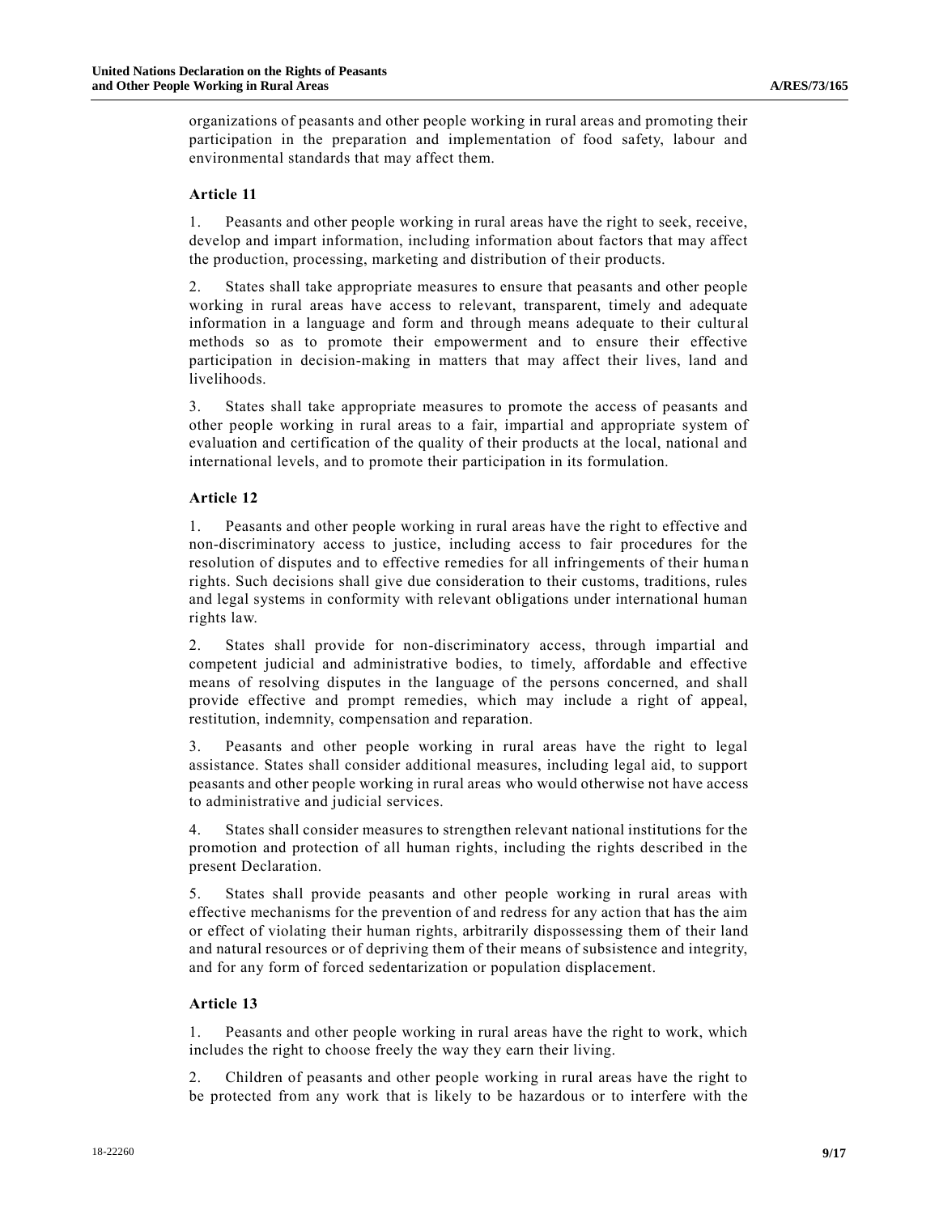organizations of peasants and other people working in rural areas and promoting their participation in the preparation and implementation of food safety, labour and environmental standards that may affect them.

**Article 11**

1. Peasants and other people working in rural areas have the right to seek, receive, develop and impart information, including information about factors that may affect the production, processing, marketing and distribution of their products.

2. States shall take appropriate measures to ensure that peasants and other people working in rural areas have access to relevant, transparent, timely and adequate information in a language and form and through means adequate to their cultural methods so as to promote their empowerment and to ensure their effective participation in decision-making in matters that may affect their lives, land and livelihoods.

3. States shall take appropriate measures to promote the access of peasants and other people working in rural areas to a fair, impartial and appropriate system of evaluation and certification of the quality of their products at the local, national and international levels, and to promote their participation in its formulation.

**Article 12**

1. Peasants and other people working in rural areas have the right to effective and non-discriminatory access to justice, including access to fair procedures for the resolution of disputes and to effective remedies for all infringements of their human rights. Such decisions shall give due consideration to their customs, traditions, rules and legal systems in conformity with relevant obligations under international human rights law.

2. States shall provide for non-discriminatory access, through impartial and competent judicial and administrative bodies, to timely, affordable and effective means of resolving disputes in the language of the persons concerned, and shall provide effective and prompt remedies, which may include a right of appeal, restitution, indemnity, compensation and reparation.

3. Peasants and other people working in rural areas have the right to legal assistance. States shall consider additional measures, including legal aid, to support peasants and other people working in rural areas who would otherwise not have access to administrative and judicial services.

4. States shall consider measures to strengthen relevant national institutions for the promotion and protection of all human rights, including the rights described in the present Declaration.

5. States shall provide peasants and other people working in rural areas with effective mechanisms for the prevention of and redress for any action that has the aim or effect of violating their human rights, arbitrarily dispossessing them of their land and natural resources or of depriving them of their means of subsistence and integrity, and for any form of forced sedentarization or population displacement.

**Article 13**

1. Peasants and other people working in rural areas have the right to work, which includes the right to choose freely the way they earn their living.

2. Children of peasants and other people working in rural areas have the right to be protected from any work that is likely to be hazardous or to interfere with the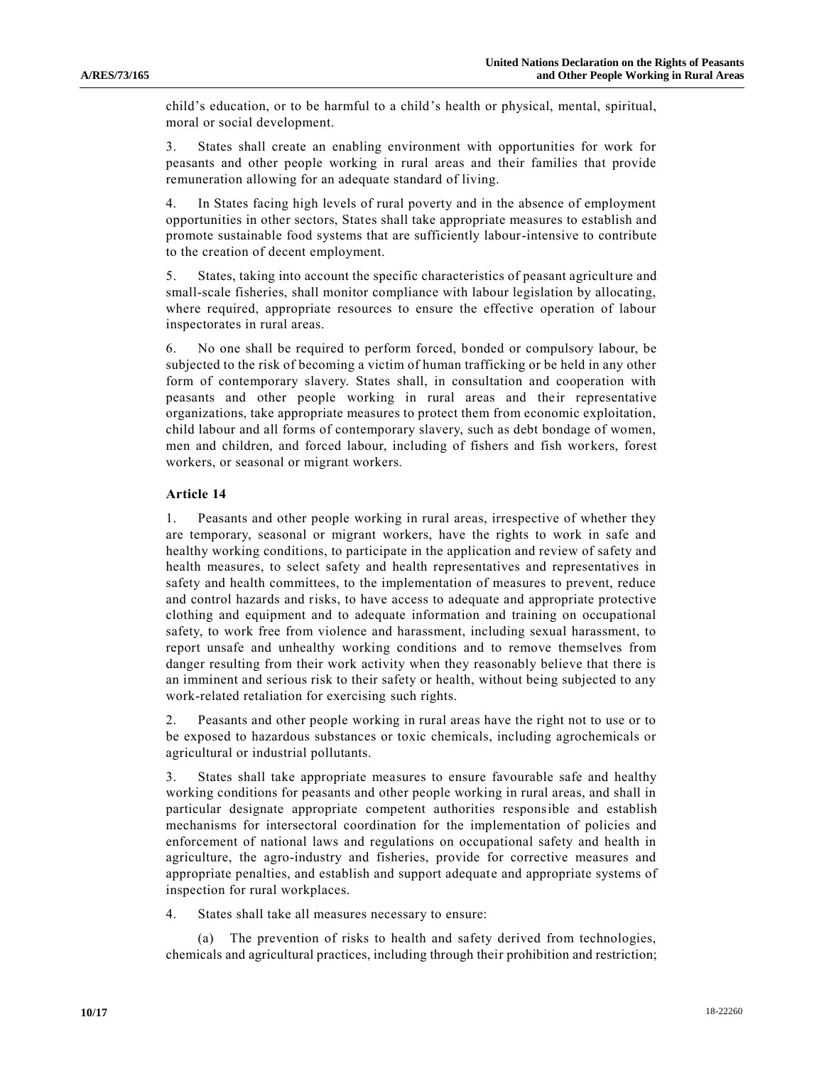child's education, or to be harmful to a child's health or physical, mental, spiritual, moral or social development.

3. States shall create an enabling environment with opportunities for work for peasants and other people working in rural areas and their families that provide remuneration allowing for an adequate standard of living.

4. In States facing high levels of rural poverty and in the absence of employment opportunities in other sectors, States shall take appropriate measures to establish and promote sustainable food systems that are sufficiently labour-intensive to contribute to the creation of decent employment.

5. States, taking into account the specific characteristics of peasant agriculture and small-scale fisheries, shall monitor compliance with labour legislation by allocating, where required, appropriate resources to ensure the effective operation of labour inspectorates in rural areas.

6. No one shall be required to perform forced, bonded or compulsory labour, be subjected to the risk of becoming a victim of human trafficking or be held in any other form of contemporary slavery. States shall, in consultation and cooperation with peasants and other people working in rural areas and their representative organizations, take appropriate measures to protect them from economic exploitation, child labour and all forms of contemporary slavery, such as debt bondage of women, men and children, and forced labour, including of fishers and fish workers, forest workers, or seasonal or migrant workers.

### Article 14

1. Peasants and other people working in rural areas, irrespective of whether they are temporary, seasonal or migrant workers, have the rights to work in safe and healthy working conditions, to participate in the application and review of safety and health measures, to select safety and health representatives and representatives in safety and health committees, to the implementation of measures to prevent, reduce and control hazards and risks, to have access to adequate and appropriate protective clothing and equipment and to adequate information and training on occupational safety, to work free from violence and harassment, including sexual harassment, to report unsafe and unhealthy working conditions and to remove themselves from danger resulting from their work activity when they reasonably believe that there is an imminent and serious risk to their safety or health, without being subjected to any work-related retaliation for exercising such rights.

2. Peasants and other people working in rural areas have the right not to use or to be exposed to hazardous substances or toxic chemicals, including agrochemicals or agricultural or industrial pollutants.

3. States shall take appropriate measures to ensure favourable safe and healthy working conditions for peasants and other people working in rural areas, and shall in particular designate appropriate competent authorities responsible and establish mechanisms for intersectoral coordination for the implementation of policies and enforcement of national laws and regulations on occupational safety and health in agriculture, the agro-industry and fisheries, provide for corrective measures and appropriate penalties, and establish and support adequate and appropriate systems of inspection for rural workplaces.

4. States shall take all measures necessary to ensure:

(a) The prevention of risks to health and safety derived from technologies, chemicals and agricultural practices, including through their prohibition and restriction;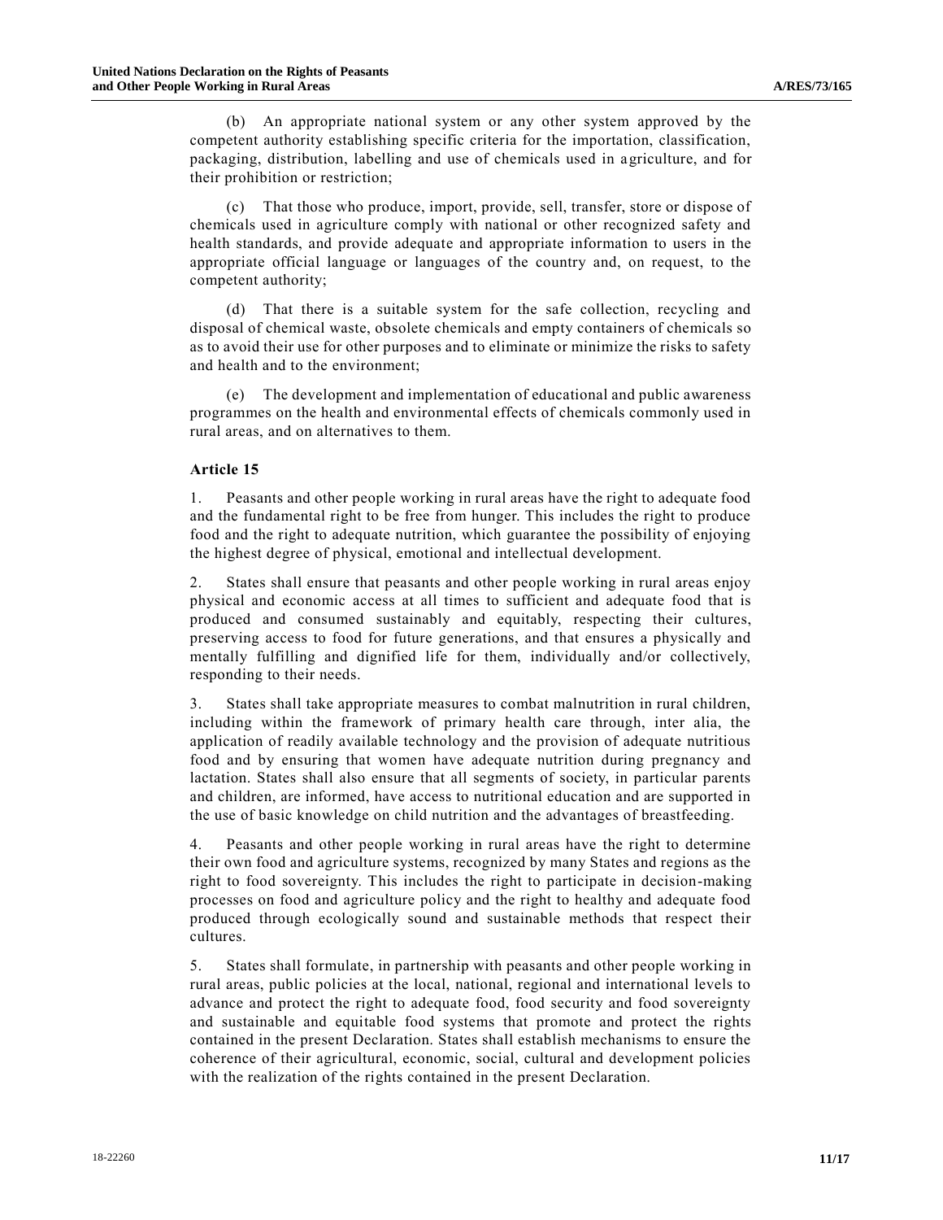(b) An appropriate national system or any other system approved by the competent authority establishing specific criteria for the importation, classification, packaging, distribution, labelling and use of chemicals used in agriculture, and for their prohibition or restriction;

(c) That those who produce, import, provide, sell, transfer, store or dispose of chemicals used in agriculture comply with national or other recognized safety and health standards, and provide adequate and appropriate information to users in the appropriate official language or languages of the country and, on request, to the competent authority;

(d) That there is a suitable system for the safe collection, recycling and disposal of chemical waste, obsolete chemicals and empty containers of chemicals so as to avoid their use for other purposes and to eliminate or minimize the risks to safety and health and to the environment;

(e) The development and implementation of educational and public awareness programmes on the health and environmental effects of chemicals commonly used in rural areas, and on alternatives to them.

### Article 15

1. Peasants and other people working in rural areas have the right to adequate food and the fundamental right to be free from hunger. This includes the right to produce food and the right to adequate nutrition, which guarantee the possibility of enjoying the highest degree of physical, emotional and intellectual development.

2. States shall ensure that peasants and other people working in rural areas enjoy physical and economic access at all times to sufficient and adequate food that is produced and consumed sustainably and equitably, respecting their cultures, preserving access to food for future generations, and that ensures a physically and mentally fulfilling and dignified life for them, individually and/or collectively, responding to their needs.

3. States shall take appropriate measures to combat malnutrition in rural children, including within the framework of primary health care through, inter alia, the application of readily available technology and the provision of adequate nutritious food and by ensuring that women have adequate nutrition during pregnancy and lactation. States shall also ensure that all segments of society, in particular parents and children, are informed, have access to nutritional education and are supported in the use of basic knowledge on child nutrition and the advantages of breastfeeding.

4. Peasants and other people working in rural areas have the right to determine their own food and agriculture systems, recognized by many States and regions as the right to food sovereignty. This includes the right to participate in decision-making processes on food and agriculture policy and the right to healthy and adequate food produced through ecologically sound and sustainable methods that respect their cultures.

5. States shall formulate, in partnership with peasants and other people working in rural areas, public policies at the local, national, regional and international levels to advance and protect the right to adequate food, food security and food sovereignty and sustainable and equitable food systems that promote and protect the rights contained in the present Declaration. States shall establish mechanisms to ensure the coherence of their agricultural, economic, social, cultural and development policies with the realization of the rights contained in the present Declaration.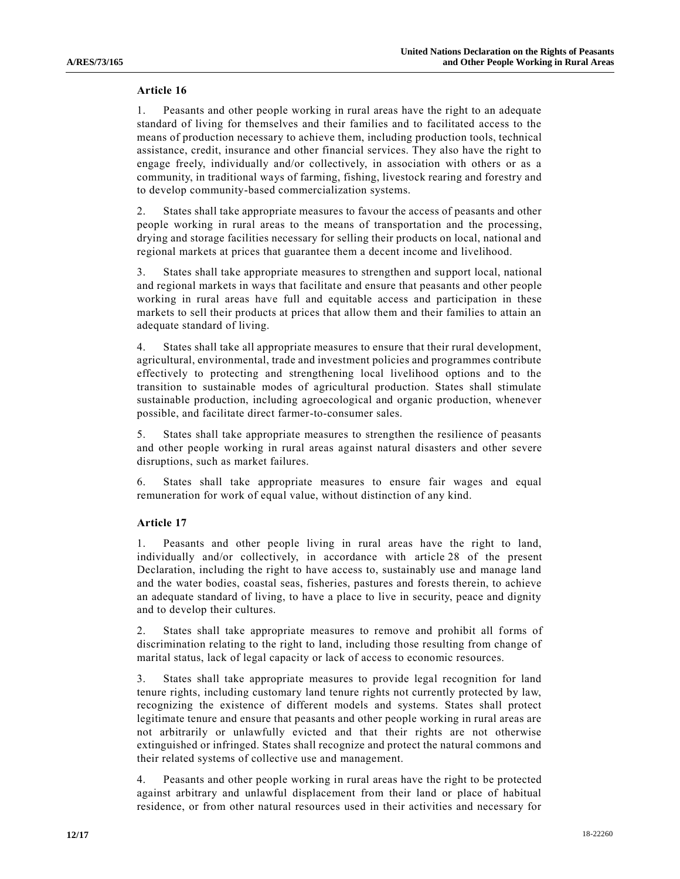**Article 16**

1. Peasants and other people working in rural areas have the right to an adequate standard of living for themselves and their families and to facilitated access to the means of production necessary to achieve them, including production tools, technical assistance, credit, insurance and other financial services. They also have the right to engage freely, individually and/or collectively, in association with others or as a community, in traditional ways of farming, fishing, livestock rearing and forestry and to develop community-based commercialization systems.

2. States shall take appropriate measures to favour the access of peasants and other people working in rural areas to the means of transportation and the processing, drying and storage facilities necessary for selling their products on local, national and regional markets at prices that guarantee them a decent income and livelihood.

3. States shall take appropriate measures to strengthen and support local, national and regional markets in ways that facilitate and ensure that peasants and other people working in rural areas have full and equitable access and participation in these markets to sell their products at prices that allow them and their families to attain an adequate standard of living.

4. States shall take all appropriate measures to ensure that their rural development, agricultural, environmental, trade and investment policies and programmes contribute effectively to protecting and strengthening local livelihood options and to the transition to sustainable modes of agricultural production. States shall stimulate sustainable production, including agroecological and organic production, whenever possible, and facilitate direct farmer-to-consumer sales.

5. States shall take appropriate measures to strengthen the resilience of peasants and other people working in rural areas against natural disasters and other severe disruptions, such as market failures.

6. States shall take appropriate measures to ensure fair wages and equal remuneration for work of equal value, without distinction of any kind.

**Article 17**

1. Peasants and other people living in rural areas have the right to land, individually and/or collectively, in accordance with article 28 of the present Declaration, including the right to have access to, sustainably use and manage land and the water bodies, coastal seas, fisheries, pastures and forests therein, to achieve an adequate standard of living, to have a place to live in security, peace and dignity and to develop their cultures.

2. States shall take appropriate measures to remove and prohibit all forms of discrimination relating to the right to land, including those resulting from change of marital status, lack of legal capacity or lack of access to economic resources.

3. States shall take appropriate measures to provide legal recognition for land tenure rights, including customary land tenure rights not currently protected by law, recognizing the existence of different models and systems. States shall protect legitimate tenure and ensure that peasants and other people working in rural areas are not arbitrarily or unlawfully evicted and that their rights are not otherwise extinguished or infringed. States shall recognize and protect the natural commons and their related systems of collective use and management.

4. Peasants and other people working in rural areas have the right to be protected against arbitrary and unlawful displacement from their land or place of habitual residence, or from other natural resources used in their activities and necessary for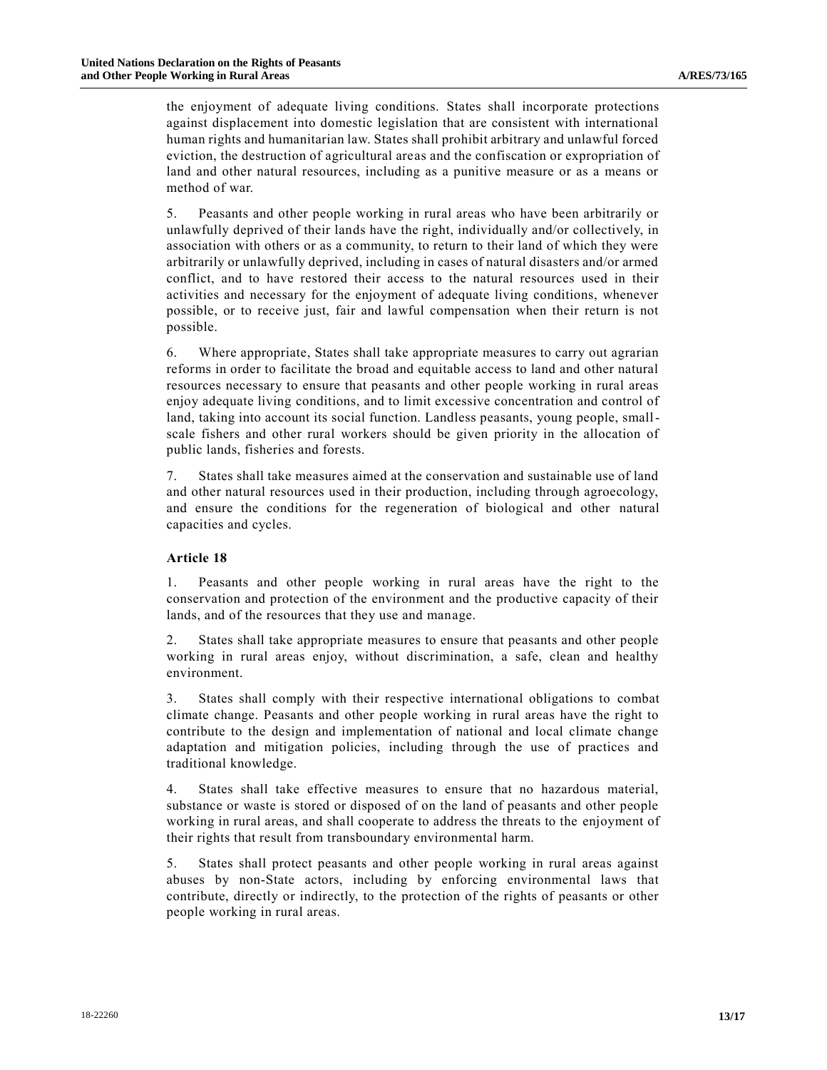the enjoyment of adequate living conditions. States shall incorporate protections against displacement into domestic legislation that are consistent with international human rights and humanitarian law. States shall prohibit arbitrary and unlawful forced eviction, the destruction of agricultural areas and the confiscation or expropriation of land and other natural resources, including as a punitive measure or as a means or method of war.

5. Peasants and other people working in rural areas who have been arbitrarily or unlawfully deprived of their lands have the right, individually and/or collectively, in association with others or as a community, to return to their land of which they were arbitrarily or unlawfully deprived, including in cases of natural disasters and/or armed conflict, and to have restored their access to the natural resources used in their activities and necessary for the enjoyment of adequate living conditions, whenever possible, or to receive just, fair and lawful compensation when their return is not possible.

6. Where appropriate, States shall take appropriate measures to carry out agrarian reforms in order to facilitate the broad and equitable access to land and other natural resources necessary to ensure that peasants and other people working in rural areas enjoy adequate living conditions, and to limit excessive concentration and control of land, taking into account its social function. Landless peasants, young people, small-scale fishers and other rural workers should be given priority in the allocation of public lands, fisheries and forests.

7. States shall take measures aimed at the conservation and sustainable use of land and other natural resources used in their production, including through agroecology, and ensure the conditions for the regeneration of biological and other natural capacities and cycles.

### Article 18

1. Peasants and other people working in rural areas have the right to the conservation and protection of the environment and the productive capacity of their lands, and of the resources that they use and manage.

2. States shall take appropriate measures to ensure that peasants and other people working in rural areas enjoy, without discrimination, a safe, clean and healthy environment.

3. States shall comply with their respective international obligations to combat climate change. Peasants and other people working in rural areas have the right to contribute to the design and implementation of national and local climate change adaptation and mitigation policies, including through the use of practices and traditional knowledge.

4. States shall take effective measures to ensure that no hazardous material, substance or waste is stored or disposed of on the land of peasants and other people working in rural areas, and shall cooperate to address the threats to the enjoyment of their rights that result from transboundary environmental harm.

5. States shall protect peasants and other people working in rural areas against abuses by non-State actors, including by enforcing environmental laws that contribute, directly or indirectly, to the protection of the rights of peasants or other people working in rural areas.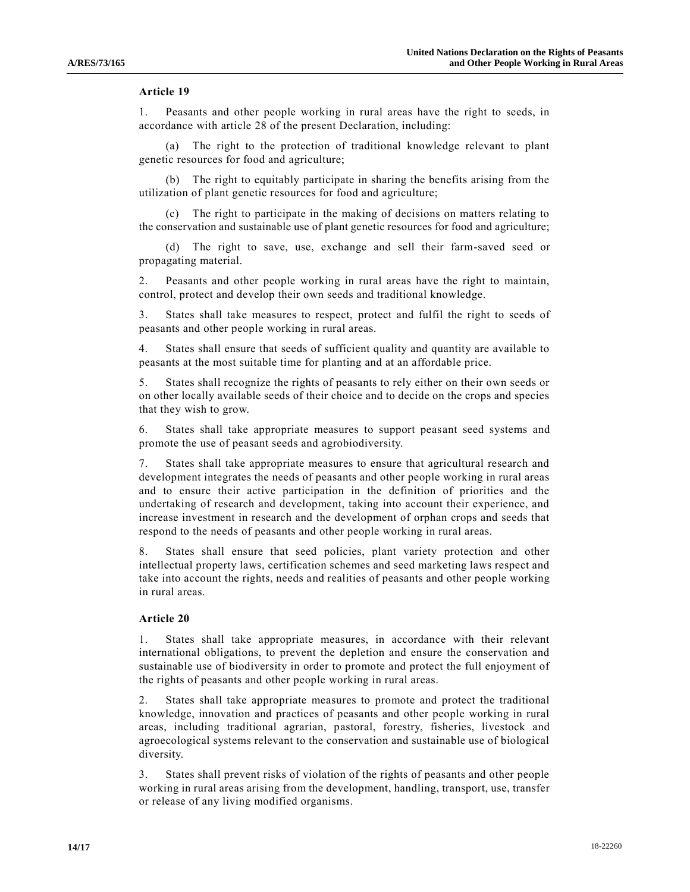### Article 19

1. Peasants and other people working in rural areas have the right to seeds, in accordance with article 28 of the present Declaration, including:

(a) The right to the protection of traditional knowledge relevant to plant genetic resources for food and agriculture;

(b) The right to equitably participate in sharing the benefits arising from the utilization of plant genetic resources for food and agriculture;

(c) The right to participate in the making of decisions on matters relating to the conservation and sustainable use of plant genetic resources for food and agriculture;

(d) The right to save, use, exchange and sell their farm-saved seed or propagating material.

2. Peasants and other people working in rural areas have the right to maintain, control, protect and develop their own seeds and traditional knowledge.

3. States shall take measures to respect, protect and fulfil the right to seeds of peasants and other people working in rural areas.

4. States shall ensure that seeds of sufficient quality and quantity are available to peasants at the most suitable time for planting and at an affordable price.

5. States shall recognize the rights of peasants to rely either on their own seeds or on other locally available seeds of their choice and to decide on the crops and species that they wish to grow.

6. States shall take appropriate measures to support peasant seed systems and promote the use of peasant seeds and agrobiodiversity.

7. States shall take appropriate measures to ensure that agricultural research and development integrates the needs of peasants and other people working in rural areas and to ensure their active participation in the definition of priorities and the undertaking of research and development, taking into account their experience, and increase investment in research and the development of orphan crops and seeds that respond to the needs of peasants and other people working in rural areas.

8. States shall ensure that seed policies, plant variety protection and other intellectual property laws, certification schemes and seed marketing laws respect and take into account the rights, needs and realities of peasants and other people working in rural areas.

### Article 20

1. States shall take appropriate measures, in accordance with their relevant international obligations, to prevent the depletion and ensure the conservation and sustainable use of biodiversity in order to promote and protect the full enjoyment of the rights of peasants and other people working in rural areas.

2. States shall take appropriate measures to promote and protect the traditional knowledge, innovation and practices of peasants and other people working in rural areas, including traditional agrarian, pastoral, forestry, fisheries, livestock and agroecological systems relevant to the conservation and sustainable use of biological diversity.

3. States shall prevent risks of violation of the rights of peasants and other people working in rural areas arising from the development, handling, transport, use, transfer or release of any living modified organisms.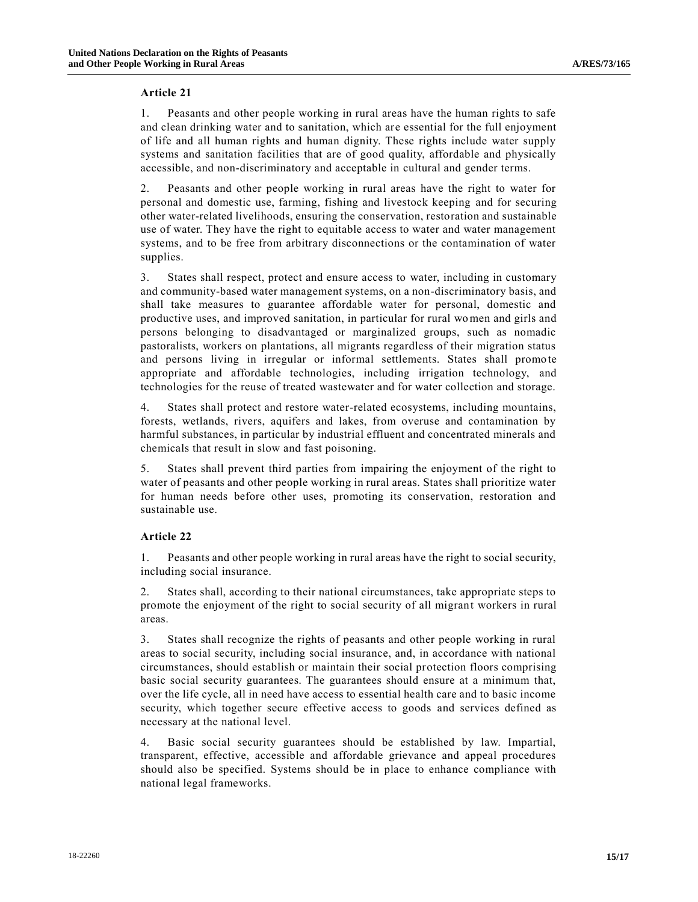## Article 21

1. Peasants and other people working in rural areas have the human rights to safe and clean drinking water and to sanitation, which are essential for the full enjoyment of life and all human rights and human dignity. These rights include water supply systems and sanitation facilities that are of good quality, affordable and physically accessible, and non-discriminatory and acceptable in cultural and gender terms.

2. Peasants and other people working in rural areas have the right to water for personal and domestic use, farming, fishing and livestock keeping and for securing other water-related livelihoods, ensuring the conservation, restoration and sustainable use of water. They have the right to equitable access to water and water management systems, and to be free from arbitrary disconnections or the contamination of water supplies.

3. States shall respect, protect and ensure access to water, including in customary and community-based water management systems, on a non-discriminatory basis, and shall take measures to guarantee affordable water for personal, domestic and productive uses, and improved sanitation, in particular for rural women and girls and persons belonging to disadvantaged or marginalized groups, such as nomadic pastoralists, workers on plantations, all migrants regardless of their migration status and persons living in irregular or informal settlements. States shall promote appropriate and affordable technologies, including irrigation technology, and technologies for the reuse of treated wastewater and for water collection and storage.

4. States shall protect and restore water-related ecosystems, including mountains, forests, wetlands, rivers, aquifers and lakes, from overuse and contamination by harmful substances, in particular by industrial effluent and concentrated minerals and chemicals that result in slow and fast poisoning.

5. States shall prevent third parties from impairing the enjoyment of the right to water of peasants and other people working in rural areas. States shall prioritize water for human needs before other uses, promoting its conservation, restoration and sustainable use.

## Article 22

1. Peasants and other people working in rural areas have the right to social security, including social insurance.

2. States shall, according to their national circumstances, take appropriate steps to promote the enjoyment of the right to social security of all migrant workers in rural areas.

3. States shall recognize the rights of peasants and other people working in rural areas to social security, including social insurance, and, in accordance with national circumstances, should establish or maintain their social protection floors comprising basic social security guarantees. The guarantees should ensure at a minimum that, over the life cycle, all in need have access to essential health care and to basic income security, which together secure effective access to goods and services defined as necessary at the national level.

4. Basic social security guarantees should be established by law. Impartial, transparent, effective, accessible and affordable grievance and appeal procedures should also be specified. Systems should be in place to enhance compliance with national legal frameworks.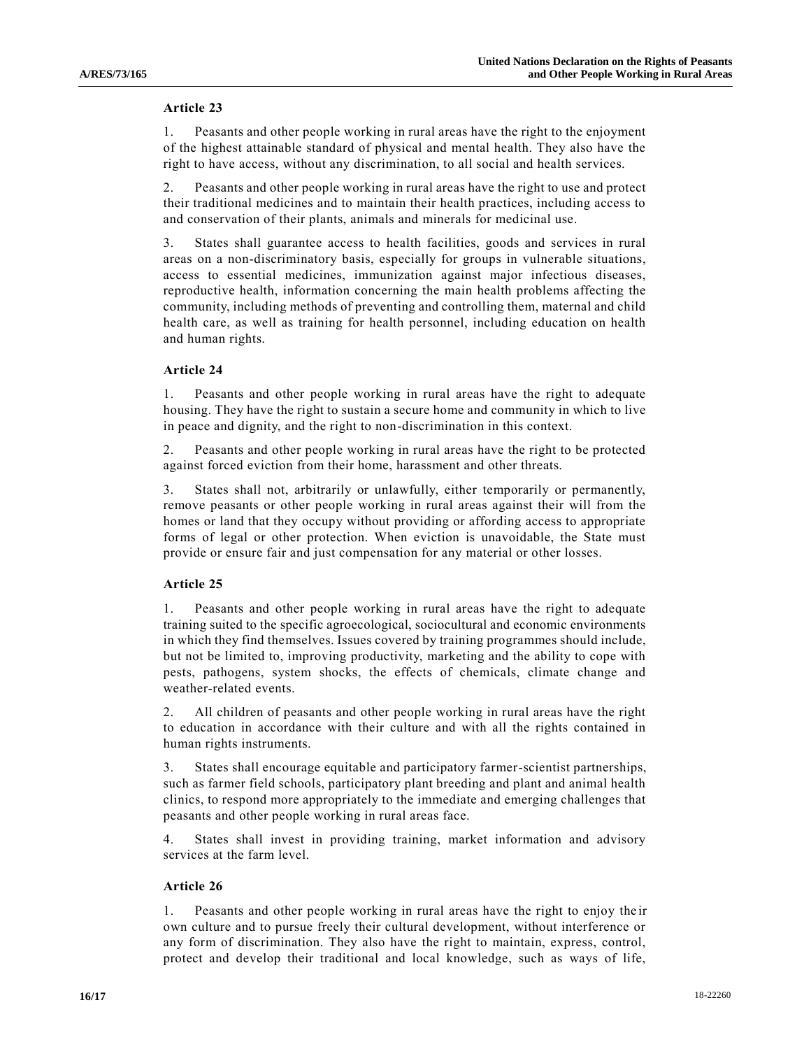**Article 23**

1. Peasants and other people working in rural areas have the right to the enjoyment of the highest attainable standard of physical and mental health. They also have the right to have access, without any discrimination, to all social and health services.

2. Peasants and other people working in rural areas have the right to use and protect their traditional medicines and to maintain their health practices, including access to and conservation of their plants, animals and minerals for medicinal use.

3. States shall guarantee access to health facilities, goods and services in rural areas on a non-discriminatory basis, especially for groups in vulnerable situations, access to essential medicines, immunization against major infectious diseases, reproductive health, information concerning the main health problems affecting the community, including methods of preventing and controlling them, maternal and child health care, as well as training for health personnel, including education on health and human rights.

**Article 24**

1. Peasants and other people working in rural areas have the right to adequate housing. They have the right to sustain a secure home and community in which to live in peace and dignity, and the right to non-discrimination in this context.

2. Peasants and other people working in rural areas have the right to be protected against forced eviction from their home, harassment and other threats.

3. States shall not, arbitrarily or unlawfully, either temporarily or permanently, remove peasants or other people working in rural areas against their will from the homes or land that they occupy without providing or affording access to appropriate forms of legal or other protection. When eviction is unavoidable, the State must provide or ensure fair and just compensation for any material or other losses.

**Article 25**

1. Peasants and other people working in rural areas have the right to adequate training suited to the specific agroecological, sociocultural and economic environments in which they find themselves. Issues covered by training programmes should include, but not be limited to, improving productivity, marketing and the ability to cope with pests, pathogens, system shocks, the effects of chemicals, climate change and weather-related events.

2. All children of peasants and other people working in rural areas have the right to education in accordance with their culture and with all the rights contained in human rights instruments.

3. States shall encourage equitable and participatory farmer-scientist partnerships, such as farmer field schools, participatory plant breeding and plant and animal health clinics, to respond more appropriately to the immediate and emerging challenges that peasants and other people working in rural areas face.

4. States shall invest in providing training, market information and advisory services at the farm level.

**Article 26**

1. Peasants and other people working in rural areas have the right to enjoy their own culture and to pursue freely their cultural development, without interference or any form of discrimination. They also have the right to maintain, express, control, protect and develop their traditional and local knowledge, such as ways of life,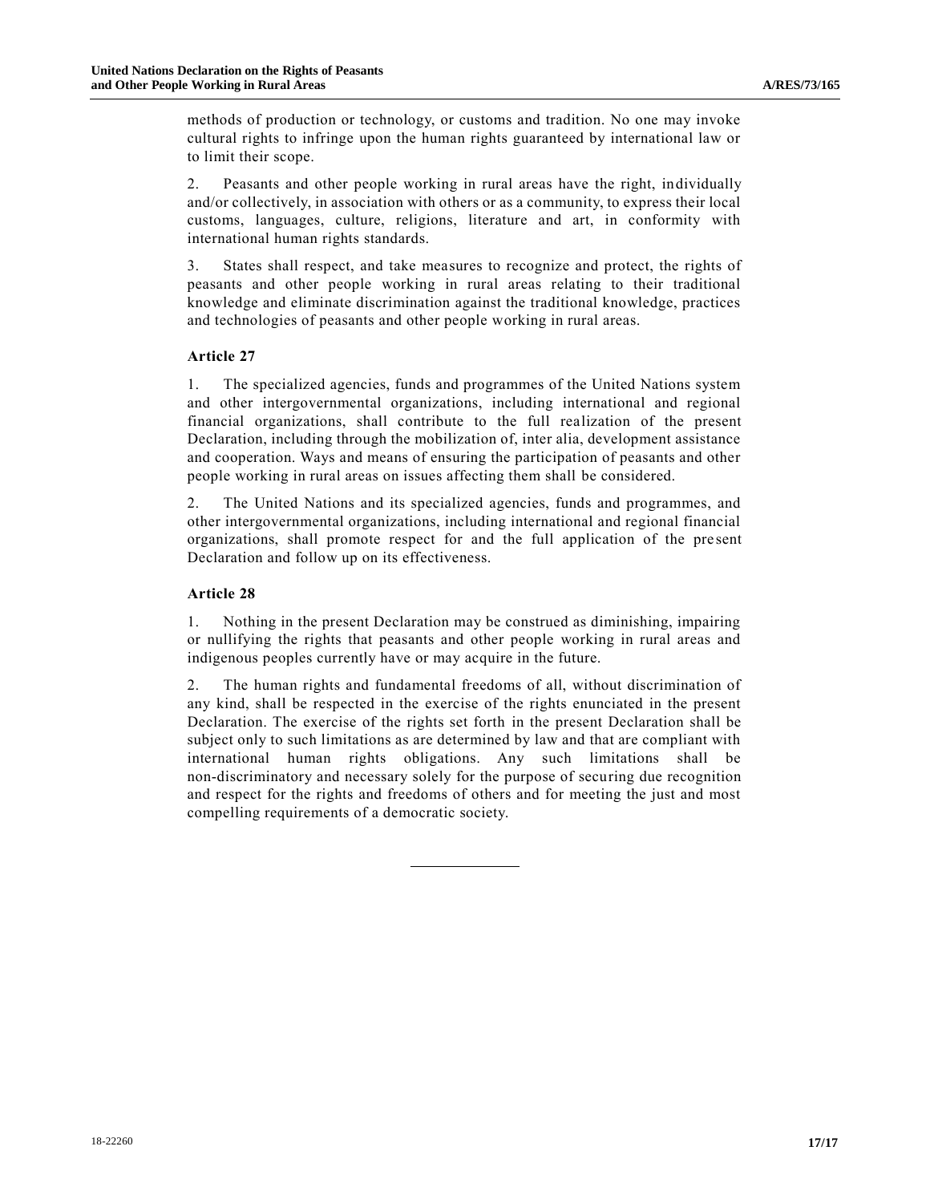methods of production or technology, or customs and tradition. No one may invoke cultural rights to infringe upon the human rights guaranteed by international law or to limit their scope.

2. Peasants and other people working in rural areas have the right, individually and/or collectively, in association with others or as a community, to express their local customs, languages, culture, religions, literature and art, in conformity with international human rights standards.

3. States shall respect, and take measures to recognize and protect, the rights of peasants and other people working in rural areas relating to their traditional knowledge and eliminate discrimination against the traditional knowledge, practices and technologies of peasants and other people working in rural areas.

### Article 27

1. The specialized agencies, funds and programmes of the United Nations system and other intergovernmental organizations, including international and regional financial organizations, shall contribute to the full realization of the present Declaration, including through the mobilization of, inter alia, development assistance and cooperation. Ways and means of ensuring the participation of peasants and other people working in rural areas on issues affecting them shall be considered.

2. The United Nations and its specialized agencies, funds and programmes, and other intergovernmental organizations, including international and regional financial organizations, shall promote respect for and the full application of the present Declaration and follow up on its effectiveness.

### Article 28

1. Nothing in the present Declaration may be construed as diminishing, impairing or nullifying the rights that peasants and other people working in rural areas and indigenous peoples currently have or may acquire in the future.

2. The human rights and fundamental freedoms of all, without discrimination of any kind, shall be respected in the exercise of the rights enunciated in the present Declaration. The exercise of the rights set forth in the present Declaration shall be subject only to such limitations as are determined by law and that are compliant with international human rights obligations. Any such limitations shall be non-discriminatory and necessary solely for the purpose of securing due recognition and respect for the rights and freedoms of others and for meeting the just and most compelling requirements of a democratic society.